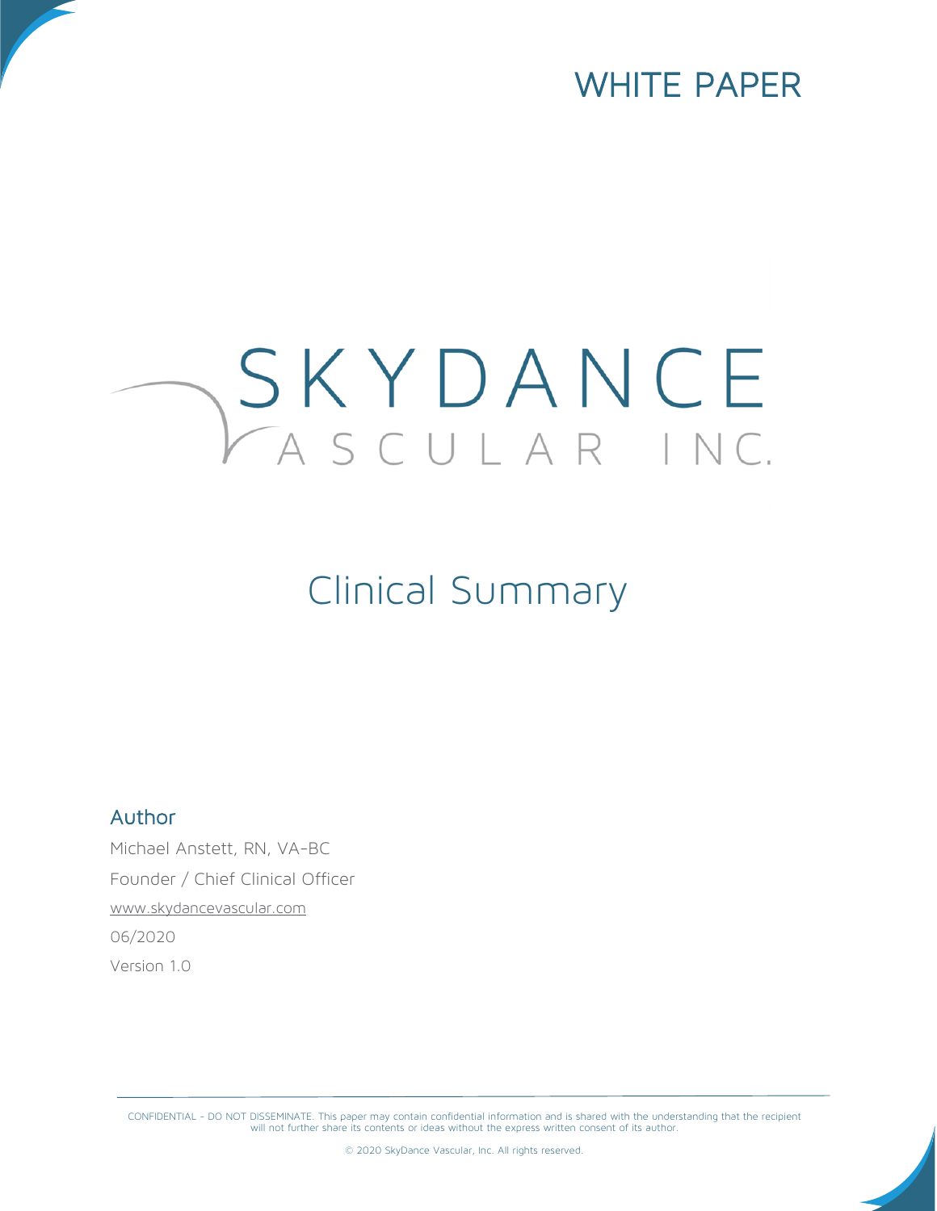WHITE PAPER

# SKYDANCE VASCULAR INC.

## Clinical Summary

### Author

Michael Anstett, RN, VA-BC

Founder / Chief Clinical Officer

www.skydancevascular.com

06/2020

Version 1.0

CONFIDENTIAL - DO NOT DISSEMINATE. This paper may contain confidential information and is shared with the understanding that the recipient will not further share its contents or ideas without the express written consent of its author.

© 2020 SkyDance Vascular, Inc. All rights reserved.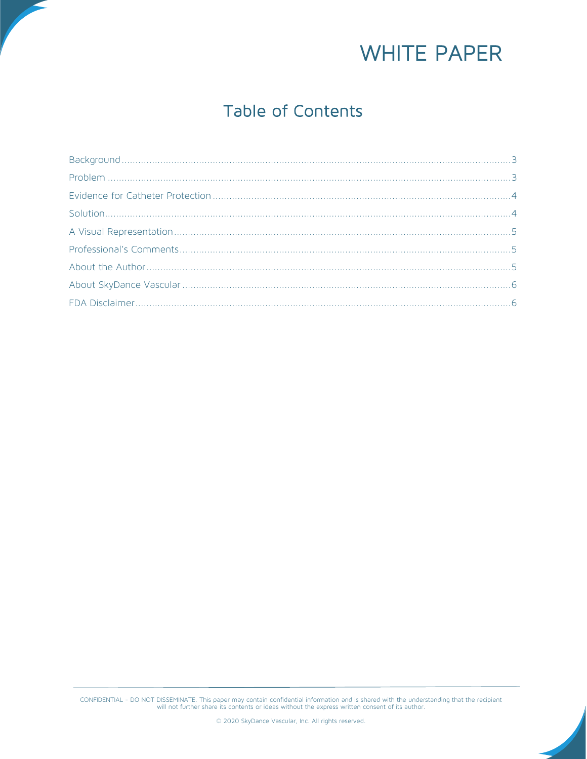# WHITE PAPER

## Table of Contents

Background ........................................................ 3
Problem ........................................................ 3
Evidence for Catheter Protection ........................................................ 4
Solution ........................................................ 4
A Visual Representation ........................................................ 5
Professional's Comments ........................................................ 5
About the Author ........................................................ 5
About SkyDance Vascular ........................................................ 6
FDA Disclaimer ........................................................ 6

CONFIDENTIAL – DO NOT DISSEMINATE. This paper may contain confidential information and is shared with the understanding that the recipient will not further share its contents or ideas without the express written consent of its author.

© 2020 SkyDance Vascular, Inc. All rights reserved.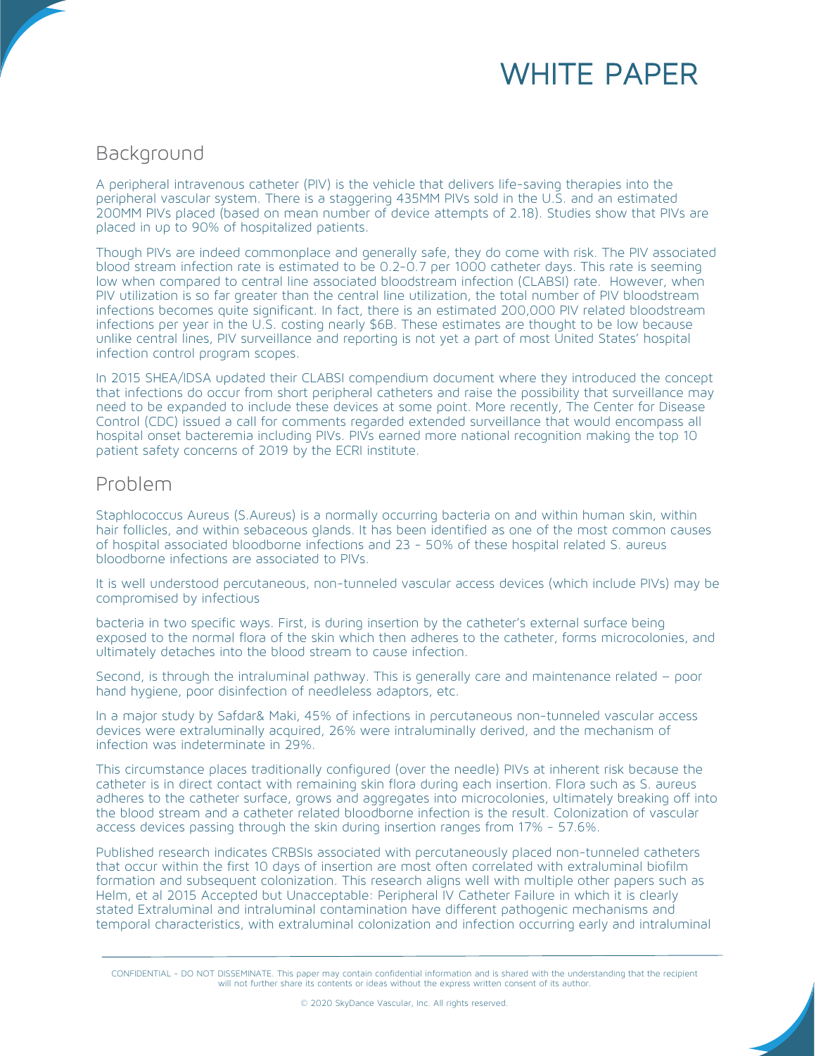# WHITE PAPER

## Background

A peripheral intravenous catheter (PIV) is the vehicle that delivers life-saving therapies into the peripheral vascular system. There is a staggering 435MM PIVs sold in the U.S. and an estimated 200MM PIVs placed (based on mean number of device attempts of 2.18). Studies show that PIVs are placed in up to 90% of hospitalized patients.

Though PIVs are indeed commonplace and generally safe, they do come with risk. The PIV associated blood stream infection rate is estimated to be 0.2-0.7 per 1000 catheter days. This rate is seeming low when compared to central line associated bloodstream infection (CLABSI) rate. However, when PIV utilization is so far greater than the central line utilization, the total number of PIV bloodstream infections becomes quite significant. In fact, there is an estimated 200,000 PIV related bloodstream infections per year in the U.S. costing nearly $6B. These estimates are thought to be low because unlike central lines, PIV surveillance and reporting is not yet a part of most United States' hospital infection control program scopes.

In 2015 SHEA/IDSA updated their CLABSI compendium document where they introduced the concept that infections do occur from short peripheral catheters and raise the possibility that surveillance may need to be expanded to include these devices at some point. More recently, The Center for Disease Control (CDC) issued a call for comments regarded extended surveillance that would encompass all hospital onset bacteremia including PIVs. PIVs earned more national recognition making the top 10 patient safety concerns of 2019 by the ECRI institute.

## Problem

Staphlococcus Aureus (S.Aureus) is a normally occurring bacteria on and within human skin, within hair follicles, and within sebaceous glands. It has been identified as one of the most common causes of hospital associated bloodborne infections and 23 - 50% of these hospital related S. aureus bloodborne infections are associated to PIVs.

It is well understood percutaneous, non-tunneled vascular access devices (which include PIVs) may be compromised by infectious bacteria in two specific ways. First, is during insertion by the catheter's external surface being exposed to the normal flora of the skin which then adheres to the catheter, forms microcolonies, and ultimately detaches into the blood stream to cause infection.

Second, is through the intraluminal pathway. This is generally care and maintenance related – poor hand hygiene, poor disinfection of needleless adaptors, etc.

In a major study by Safdar& Maki, 45% of infections in percutaneous non-tunneled vascular access devices were extraluminally acquired, 26% were intraluminally derived, and the mechanism of infection was indeterminate in 29%.

This circumstance places traditionally configured (over the needle) PIVs at inherent risk because the catheter is in direct contact with remaining skin flora during each insertion. Flora such as S. aureus adheres to the catheter surface, grows and aggregates into microcolonies, ultimately breaking off into the blood stream and a catheter related bloodborne infection is the result. Colonization of vascular access devices passing through the skin during insertion ranges from 17% - 57.6%.

Published research indicates CRBSIs associated with percutaneously placed non-tunneled catheters that occur within the first 10 days of insertion are most often correlated with extraluminal biofilm formation and subsequent colonization. This research aligns well with multiple other papers such as Helm, et al 2015 Accepted but Unacceptable: Peripheral IV Catheter Failure in which it is clearly stated Extraluminal and intraluminal contamination have different pathogenic mechanisms and temporal characteristics, with extraluminal colonization and infection occurring early and intraluminal

CONFIDENTIAL - DO NOT DISSEMINATE. This paper may contain confidential information and is shared with the understanding that the recipient will not further share its contents or ideas without the express written consent of its author.

© 2020 SkyDance Vascular, Inc. All rights reserved.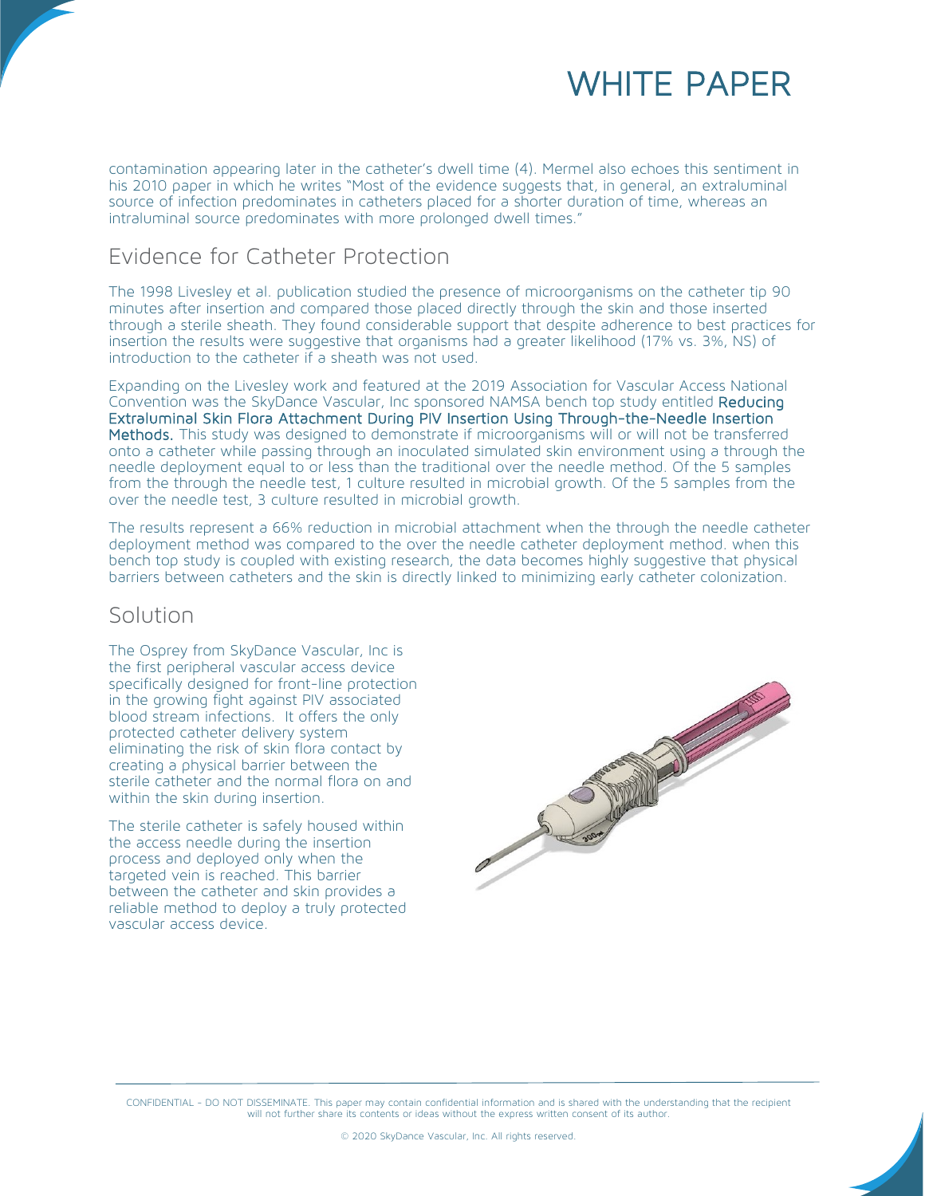contamination appearing later in the catheter's dwell time (4). Mermel also echoes this sentiment in his 2010 paper in which he writes "Most of the evidence suggests that, in general, an extraluminal source of infection predominates in catheters placed for a shorter duration of time, whereas an intraluminal source predominates with more prolonged dwell times."

## Evidence for Catheter Protection

The 1998 Livesley et al. publication studied the presence of microorganisms on the catheter tip 90 minutes after insertion and compared those placed directly through the skin and those inserted through a sterile sheath. They found considerable support that despite adherence to best practices for insertion the results were suggestive that organisms had a greater likelihood (17% vs. 3%, NS) of introduction to the catheter if a sheath was not used.

Expanding on the Livesley work and featured at the 2019 Association for Vascular Access National Convention was the SkyDance Vascular, Inc sponsored NAMSA bench top study entitled **Reducing Extraluminal Skin Flora Attachment During PIV Insertion Using Through-the-Needle Insertion Methods.** This study was designed to demonstrate if microorganisms will or will not be transferred onto a catheter while passing through an inoculated simulated skin environment using a through the needle deployment equal to or less than the traditional over the needle method. Of the 5 samples from the through the needle test, 1 culture resulted in microbial growth. Of the 5 samples from the over the needle test, 3 culture resulted in microbial growth.

The results represent a 66% reduction in microbial attachment when the through the needle catheter deployment method was compared to the over the needle catheter deployment method. when this bench top study is coupled with existing research, the data becomes highly suggestive that physical barriers between catheters and the skin is directly linked to minimizing early catheter colonization.

## Solution

The Osprey from SkyDance Vascular, Inc is the first peripheral vascular access device specifically designed for front-line protection in the growing fight against PIV associated blood stream infections. It offers the only protected catheter delivery system eliminating the risk of skin flora contact by creating a physical barrier between the sterile catheter and the normal flora on and within the skin during insertion.

The sterile catheter is safely housed within the access needle during the insertion process and deployed only when the targeted vein is reached. This barrier between the catheter and skin provides a reliable method to deploy a truly protected vascular access device.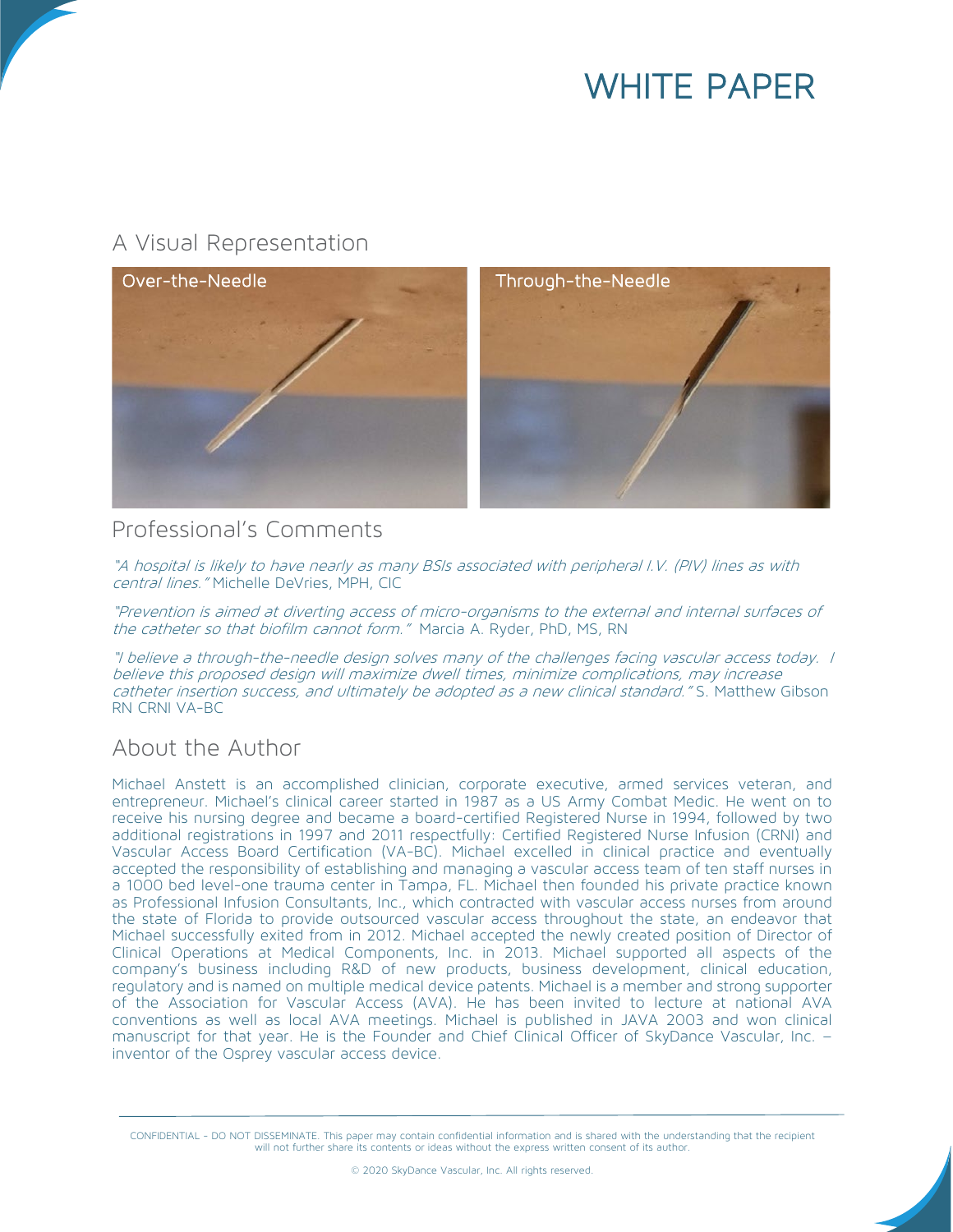# WHITE PAPER

## A Visual Representation

Over-the-Needle

Through-the-Needle

## Professional's Comments

*"A hospital is likely to have nearly as many BSIs associated with peripheral I.V. (PIV) lines as with central lines."* Michelle DeVries, MPH, CIC

*"Prevention is aimed at diverting access of micro-organisms to the external and internal surfaces of the catheter so that biofilm cannot form."* Marcia A. Ryder, PhD, MS, RN

*"I believe a through-the-needle design solves many of the challenges facing vascular access today. I believe this proposed design will maximize dwell times, minimize complications, may increase catheter insertion success, and ultimately be adopted as a new clinical standard."* S. Matthew Gibson RN CRNI VA-BC

## About the Author

Michael Anstett is an accomplished clinician, corporate executive, armed services veteran, and entrepreneur. Michael's clinical career started in 1987 as a US Army Combat Medic. He went on to receive his nursing degree and became a board-certified Registered Nurse in 1994, followed by two additional registrations in 1997 and 2011 respectfully: Certified Registered Nurse Infusion (CRNI) and Vascular Access Board Certification (VA-BC). Michael excelled in clinical practice and eventually accepted the responsibility of establishing and managing a vascular access team of ten staff nurses in a 1000 bed level-one trauma center in Tampa, FL. Michael then founded his private practice known as Professional Infusion Consultants, Inc., which contracted with vascular access nurses from around the state of Florida to provide outsourced vascular access throughout the state, an endeavor that Michael successfully exited from in 2012. Michael accepted the newly created position of Director of Clinical Operations at Medical Components, Inc. in 2013. Michael supported all aspects of the company's business including R&D of new products, business development, clinical education, regulatory and is named on multiple medical device patents. Michael is a member and strong supporter of the Association for Vascular Access (AVA). He has been invited to lecture at national AVA conventions as well as local AVA meetings. Michael is published in JAVA 2003 and won clinical manuscript for that year. He is the Founder and Chief Clinical Officer of SkyDance Vascular, Inc. – inventor of the Osprey vascular access device.

CONFIDENTIAL - DO NOT DISSEMINATE. This paper may contain confidential information and is shared with the understanding that the recipient will not further share its contents or ideas without the express written consent of its author.

© 2020 SkyDance Vascular, Inc. All rights reserved.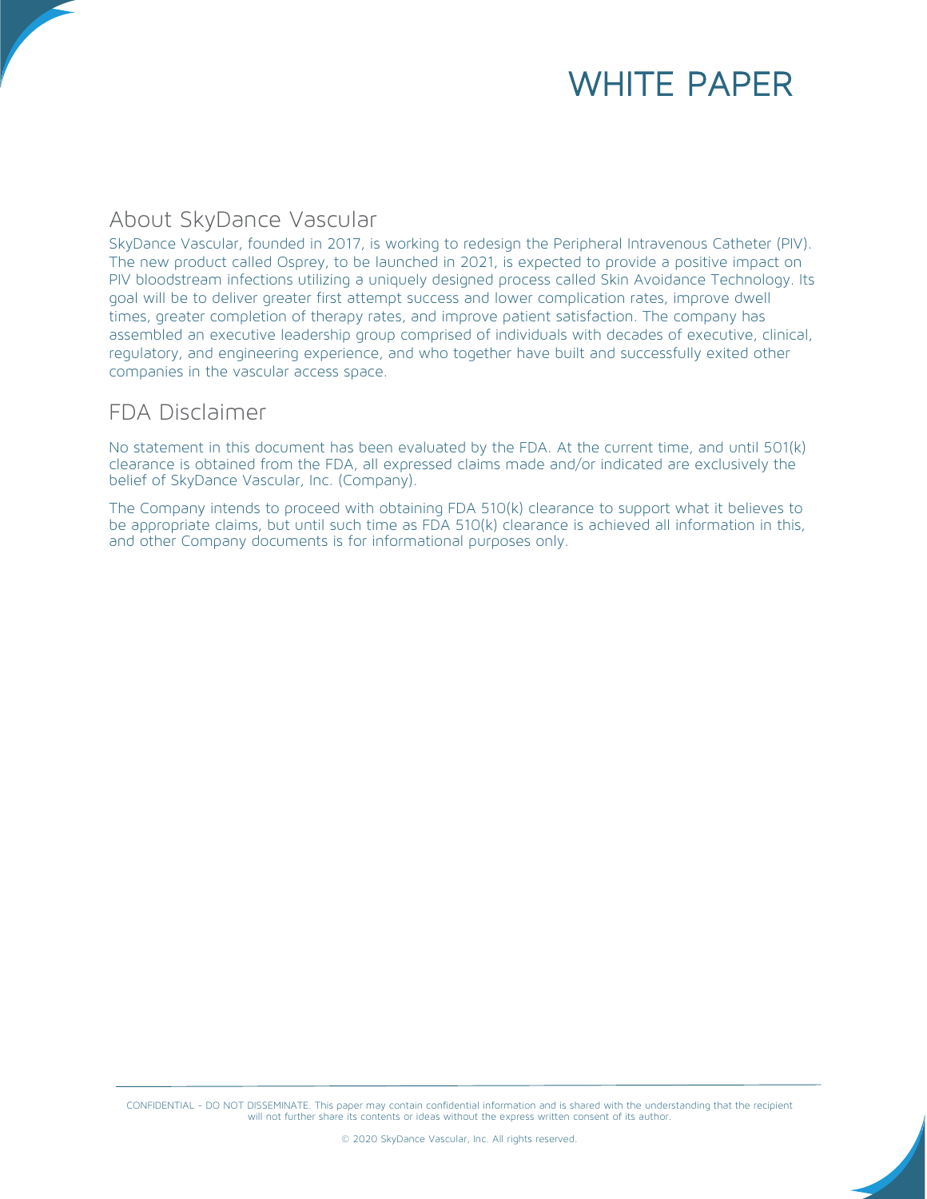# WHITE PAPER

## About SkyDance Vascular

SkyDance Vascular, founded in 2017, is working to redesign the Peripheral Intravenous Catheter (PIV). The new product called Osprey, to be launched in 2021, is expected to provide a positive impact on PIV bloodstream infections utilizing a uniquely designed process called Skin Avoidance Technology. Its goal will be to deliver greater first attempt success and lower complication rates, improve dwell times, greater completion of therapy rates, and improve patient satisfaction. The company has assembled an executive leadership group comprised of individuals with decades of executive, clinical, regulatory, and engineering experience, and who together have built and successfully exited other companies in the vascular access space.

## FDA Disclaimer

No statement in this document has been evaluated by the FDA. At the current time, and until 501(k) clearance is obtained from the FDA, all expressed claims made and/or indicated are exclusively the belief of SkyDance Vascular, Inc. (Company).

The Company intends to proceed with obtaining FDA 510(k) clearance to support what it believes to be appropriate claims, but until such time as FDA 510(k) clearance is achieved all information in this, and other Company documents is for informational purposes only.

CONFIDENTIAL - DO NOT DISSEMINATE. This paper may contain confidential information and is shared with the understanding that the recipient will not further share its contents or ideas without the express written consent of its author.

© 2020 SkyDance Vascular, Inc. All rights reserved.